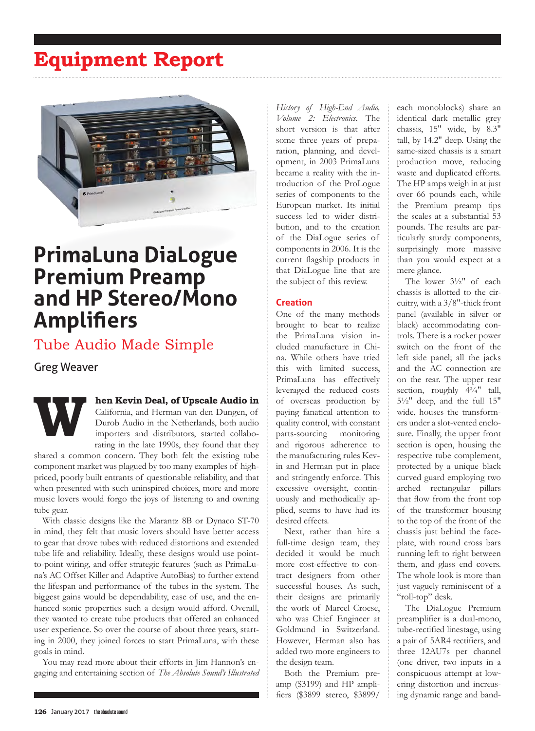# Equipment Report

# PrimaLuna DiaLogue Premium Preamp and HP Stereo/Mono Amplifiers

## Tube Audio Made Simple

Greg Weaver

**When Kevin Deal, of Upscale Audio in** California, and Herman van den Dungen, of Durob Audio in the Netherlands, both audio importers and distributors, started collaborating in the late 1990s, they found that they shared a common concern. They both felt the existing tube component market was plagued by too many examples of high-priced, poorly built entrants of questionable reliability, and that when presented with such uninspired choices, more and more music lovers would forgo the joys of listening to and owning tube gear.

With classic designs like the Marantz 8B or Dynaco ST-70 in mind, they felt that music lovers should have better access to gear that drove tubes with reduced distortions and extended tube life and reliability. Ideally, these designs would use point-to-point wiring, and offer strategic features (such as PrimaLuna's AC Offset Killer and Adaptive AutoBias) to further extend the lifespan and performance of the tubes in the system. The biggest gains would be dependability, ease of use, and the enhanced sonic properties such a design would afford. Overall, they wanted to create tube products that offered an enhanced user experience. So over the course of about three years, starting in 2000, they joined forces to start PrimaLuna, with these goals in mind.

You may read more about their efforts in Jim Hannon's engaging and entertaining section of *The Absolute Sound's Illustrated History of High-End Audio, Volume 2: Electronics*. The short version is that after some three years of preparation, planning, and development, in 2003 PrimaLuna became a reality with the introduction of the ProLogue series of components to the European market. Its initial success led to wider distribution, and to the creation of the DiaLogue series of components in 2006. It is the current flagship products in that DiaLogue line that are the subject of this review.

### Creation

One of the many methods brought to bear to realize the PrimaLuna vision included manufacture in China. While others have tried this with limited success, PrimaLuna has effectively leveraged the reduced costs of overseas production by paying fanatical attention to quality control, with constant parts-sourcing monitoring and rigorous adherence to the manufacturing rules Kevin and Herman put in place and stringently enforce. This excessive oversight, continuously and methodically applied, seems to have had its desired effects.

Next, rather than hire a full-time design team, they decided it would be much more cost-effective to contract designers from other successful houses. As such, their designs are primarily the work of Marcel Croese, who was Chief Engineer at Goldmund in Switzerland. However, Herman also has added two more engineers to the design team.

Both the Premium preamp ($3199) and HP amplifiers ($3899 stereo, $3899/each monoblocks) share an identical dark metallic grey chassis, 15" wide, by 8.3" tall, by 14.2" deep. Using the same-sized chassis is a smart production move, reducing waste and duplicated efforts. The HP amps weigh in at just over 66 pounds each, while the Premium preamp tips the scales at a substantial 53 pounds. The results are particularly sturdy components, surprisingly more massive than you would expect at a mere glance.

The lower 3½" of each chassis is allotted to the circuitry, with a 3/8"-thick front panel (available in silver or black) accommodating controls. There is a rocker power switch on the front of the left side panel; all the jacks and the AC connection are on the rear. The upper rear section, roughly 4¾" tall, 5½" deep, and the full 15" wide, houses the transformers under a slot-vented enclosure. Finally, the upper front section is open, housing the respective tube complement, protected by a unique black curved guard employing two arched rectangular pillars that flow from the front top of the transformer housing to the top of the front of the chassis just behind the faceplate, with round cross bars running left to right between them, and glass end covers. The whole look is more than just vaguely reminiscent of a "roll-top" desk.

The DiaLogue Premium preamplifier is a dual-mono, tube-rectified linestage, using a pair of 5AR4 rectifiers, and three 12AU7s per channel (one driver, two inputs in a conspicuous attempt at lowering distortion and increasing dynamic range and band-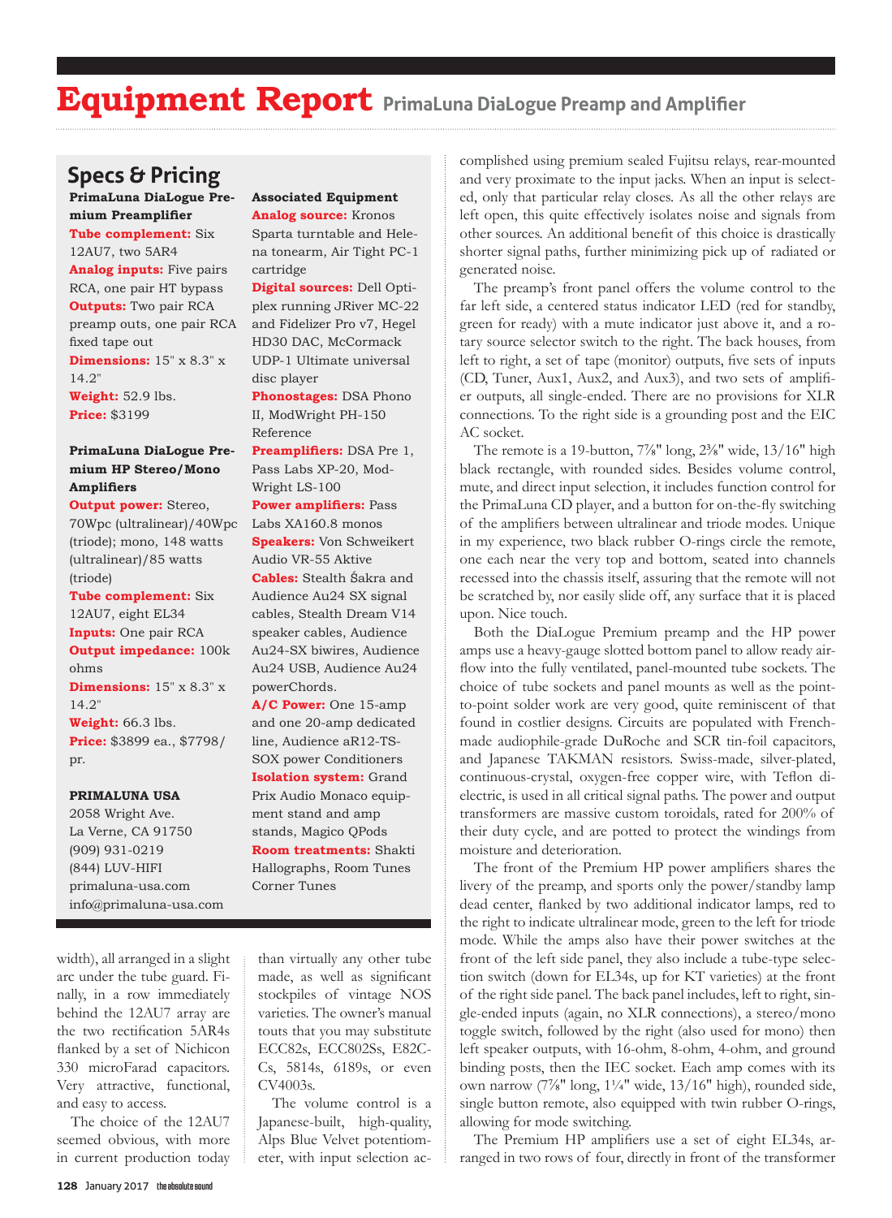# Equipment Report PrimaLuna DiaLogue Preamp and Amplifier

## Specs & Pricing

**PrimaLuna DiaLogue Premium Preamplifier**
**Tube complement:** Six 12AU7, two 5AR4
**Analog inputs:** Five pairs RCA, one pair HT bypass
**Outputs:** Two pair RCA preamp outs, one pair RCA fixed tape out
**Dimensions:** 15" x 8.3" x 14.2"
**Weight:** 52.9 lbs.
**Price:** $3199

**PrimaLuna DiaLogue Premium HP Stereo/Mono Amplifiers**
**Output power:** Stereo, 70Wpc (ultralinear)/40Wpc (triode); mono, 148 watts (ultralinear)/85 watts (triode)
**Tube complement:** Six 12AU7, eight EL34
**Inputs:** One pair RCA
**Output impedance:** 100k ohms
**Dimensions:** 15" x 8.3" x 14.2"
**Weight:** 66.3 lbs.
**Price:** $3899 ea., $7798/pr.

**PRIMALUNA USA**
2058 Wright Ave.
La Verne, CA 91750
(909) 931-0219
(844) LUV-HIFI
primaluna-usa.com
info@primaluna-usa.com

**Associated Equipment**
**Analog source:** Kronos Sparta turntable and Helena tonearm, Air Tight PC-1 cartridge
**Digital sources:** Dell Optiplex running JRiver MC-22 and Fidelizer Pro v7, Hegel HD30 DAC, McCormack UDP-1 Ultimate universal disc player
**Phonostages:** DSA Phono II, ModWright PH-150 Reference
**Preamplifiers:** DSA Pre 1, Pass Labs XP-20, ModWright LS-100
**Power amplifiers:** Pass Labs XA160.8 monos
**Speakers:** Von Schweikert Audio VR-55 Aktive
**Cables:** Stealth Śakra and Audience Au24 SX signal cables, Stealth Dream V14 speaker cables, Audience Au24-SX biwires, Audience Au24 USB, Audience Au24 powerChords.
**A/C Power:** One 15-amp and one 20-amp dedicated line, Audience aR12-TS-SOX power Conditioners
**Isolation system:** Grand Prix Audio Monaco equipment stand and amp stands, Magico QPods
**Room treatments:** Shakti Hallographs, Room Tunes Corner Tunes

width), all arranged in a slight arc under the tube guard. Finally, in a row immediately behind the 12AU7 array are the two rectification 5AR4s flanked by a set of Nichicon 330 microFarad capacitors. Very attractive, functional, and easy to access.

The choice of the 12AU7 seemed obvious, with more in current production today than virtually any other tube made, as well as significant stockpiles of vintage NOS varieties. The owner's manual touts that you may substitute ECC82s, ECC802Ss, E82CCs, 5814s, 6189s, or even CV4003s.

The volume control is a Japanese-built, high-quality, Alps Blue Velvet potentiometer, with input selection accomplished using premium sealed Fujitsu relays, rear-mounted and very proximate to the input jacks. When an input is selected, only that particular relay closes. As all the other relays are left open, this quite effectively isolates noise and signals from other sources. An additional benefit of this choice is drastically shorter signal paths, further minimizing pick up of radiated or generated noise.

The preamp's front panel offers the volume control to the far left side, a centered status indicator LED (red for standby, green for ready) with a mute indicator just above it, and a rotary source selector switch to the right. The back houses, from left to right, a set of tape (monitor) outputs, five sets of inputs (CD, Tuner, Aux1, Aux2, and Aux3), and two sets of amplifier outputs, all single-ended. There are no provisions for XLR connections. To the right side is a grounding post and the EIC AC socket.

The remote is a 19-button, 7⅞" long, 2⅜" wide, 13/16" high black rectangle, with rounded sides. Besides volume control, mute, and direct input selection, it includes function control for the PrimaLuna CD player, and a button for on-the-fly switching of the amplifiers between ultralinear and triode modes. Unique in my experience, two black rubber O-rings circle the remote, one each near the very top and bottom, seated into channels recessed into the chassis itself, assuring that the remote will not be scratched by, nor easily slide off, any surface that it is placed upon. Nice touch.

Both the DiaLogue Premium preamp and the HP power amps use a heavy-gauge slotted bottom panel to allow ready airflow into the fully ventilated, panel-mounted tube sockets. The choice of tube sockets and panel mounts as well as the point-to-point solder work are very good, quite reminiscent of that found in costlier designs. Circuits are populated with French-made audiophile-grade DuRoche and SCR tin-foil capacitors, and Japanese TAKMAN resistors. Swiss-made, silver-plated, continuous-crystal, oxygen-free copper wire, with Teflon dielectric, is used in all critical signal paths. The power and output transformers are massive custom toroidals, rated for 200% of their duty cycle, and are potted to protect the windings from moisture and deterioration.

The front of the Premium HP power amplifiers shares the livery of the preamp, and sports only the power/standby lamp dead center, flanked by two additional indicator lamps, red to the right to indicate ultralinear mode, green to the left for triode mode. While the amps also have their power switches at the front of the left side panel, they also include a tube-type selection switch (down for EL34s, up for KT varieties) at the front of the right side panel. The back panel includes, left to right, single-ended inputs (again, no XLR connections), a stereo/mono toggle switch, followed by the right (also used for mono) then left speaker outputs, with 16-ohm, 8-ohm, 4-ohm, and ground binding posts, then the IEC socket. Each amp comes with its own narrow (7⅞" long, 1¼" wide, 13/16" high), rounded side, single button remote, also equipped with twin rubber O-rings, allowing for mode switching.

The Premium HP amplifiers use a set of eight EL34s, arranged in two rows of four, directly in front of the transformer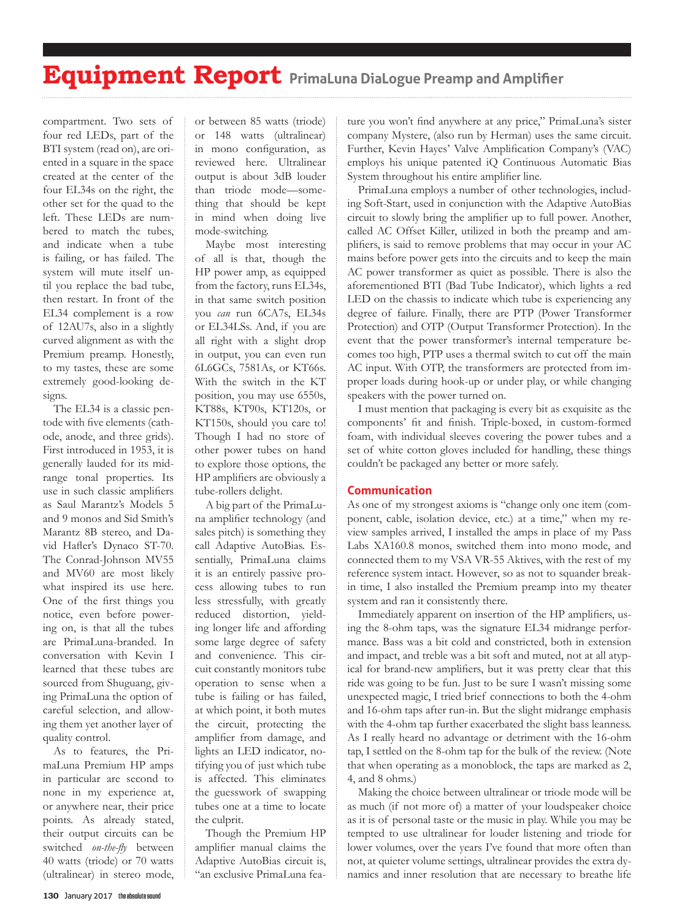compartment. Two sets of four red LEDs, part of the BTI system (read on), are oriented in a square in the space created at the center of the four EL34s on the right, the other set for the quad to the left. These LEDs are numbered to match the tubes, and indicate when a tube is failing, or has failed. The system will mute itself until you replace the bad tube, then restart. In front of the EL34 complement is a row of 12AU7s, also in a slightly curved alignment as with the Premium preamp. Honestly, to my tastes, these are some extremely good-looking designs.

The EL34 is a classic pentode with five elements (cathode, anode, and three grids). First introduced in 1953, it is generally lauded for its midrange tonal properties. Its use in such classic amplifiers as Saul Marantz's Models 5 and 9 monos and Sid Smith's Marantz 8B stereo, and David Hafler's Dynaco ST-70. The Conrad-Johnson MV55 and MV60 are most likely what inspired its use here. One of the first things you notice, even before powering on, is that all the tubes are PrimaLuna-branded. In conversation with Kevin I learned that these tubes are sourced from Shuguang, giving PrimaLuna the option of careful selection, and allowing them yet another layer of quality control.

As to features, the PrimaLuna Premium HP amps in particular are second to none in my experience at, or anywhere near, their price points. As already stated, their output circuits can be switched *on-the-fly* between 40 watts (triode) or 70 watts (ultralinear) in stereo mode, or between 85 watts (triode) or 148 watts (ultralinear) in mono configuration, as reviewed here. Ultralinear output is about 3dB louder than triode mode—something that should be kept in mind when doing live mode-switching.

Maybe most interesting of all is that, though the HP power amp, as equipped from the factory, runs EL34s, in that same switch position you *can* run 6CA7s, EL34s or EL34LSs. And, if you are all right with a slight drop in output, you can even run 6L6GCs, 7581As, or KT66s. With the switch in the KT position, you may use 6550s, KT88s, KT90s, KT120s, or KT150s, should you care to! Though I had no store of other power tubes on hand to explore those options, the HP amplifiers are obviously a tube-rollers delight.

A big part of the PrimaLuna amplifier technology (and sales pitch) is something they call Adaptive AutoBias. Essentially, PrimaLuna claims it is an entirely passive process allowing tubes to run less stressfully, with greatly reduced distortion, yielding longer life and affording some large degree of safety and convenience. This circuit constantly monitors tube operation to sense when a tube is failing or has failed, at which point, it both mutes the circuit, protecting the amplifier from damage, and lights an LED indicator, notifying you of just which tube is affected. This eliminates the guesswork of swapping tubes one at a time to locate the culprit.

Though the Premium HP amplifier manual claims the Adaptive AutoBias circuit is, "an exclusive PrimaLuna feature you won't find anywhere at any price," PrimaLuna's sister company Mystere, (also run by Herman) uses the same circuit. Further, Kevin Hayes' Valve Amplification Company's (VAC) employs his unique patented iQ Continuous Automatic Bias System throughout his entire amplifier line.

PrimaLuna employs a number of other technologies, including Soft-Start, used in conjunction with the Adaptive AutoBias circuit to slowly bring the amplifier up to full power. Another, called AC Offset Killer, utilized in both the preamp and amplifiers, is said to remove problems that may occur in your AC mains before power gets into the circuits and to keep the main AC power transformer as quiet as possible. There is also the aforementioned BTI (Bad Tube Indicator), which lights a red LED on the chassis to indicate which tube is experiencing any degree of failure. Finally, there are PTP (Power Transformer Protection) and OTP (Output Transformer Protection). In the event that the power transformer's internal temperature becomes too high, PTP uses a thermal switch to cut off the main AC input. With OTP, the transformers are protected from improper loads during hook-up or under play, or while changing speakers with the power turned on.

I must mention that packaging is every bit as exquisite as the components' fit and finish. Triple-boxed, in custom-formed foam, with individual sleeves covering the power tubes and a set of white cotton gloves included for handling, these things couldn't be packaged any better or more safely.

## Communication

As one of my strongest axioms is "change only one item (component, cable, isolation device, etc.) at a time," when my review samples arrived, I installed the amps in place of my Pass Labs XA160.8 monos, switched them into mono mode, and connected them to my VSA VR-55 Aktives, with the rest of my reference system intact. However, so as not to squander break-in time, I also installed the Premium preamp into my theater system and ran it consistently there.

Immediately apparent on insertion of the HP amplifiers, using the 8-ohm taps, was the signature EL34 midrange performance. Bass was a bit cold and constricted, both in extension and impact, and treble was a bit soft and muted, not at all atypical for brand-new amplifiers, but it was pretty clear that this ride was going to be fun. Just to be sure I wasn't missing some unexpected magic, I tried brief connections to both the 4-ohm and 16-ohm taps after run-in. But the slight midrange emphasis with the 4-ohm tap further exacerbated the slight bass leanness. As I really heard no advantage or detriment with the 16-ohm tap, I settled on the 8-ohm tap for the bulk of the review. (Note that when operating as a monoblock, the taps are marked as 2, 4, and 8 ohms.)

Making the choice between ultralinear or triode mode will be as much (if not more of) a matter of your loudspeaker choice as it is of personal taste or the music in play. While you may be tempted to use ultralinear for louder listening and triode for lower volumes, over the years I've found that more often than not, at quieter volume settings, ultralinear provides the extra dynamics and inner resolution that are necessary to breathe life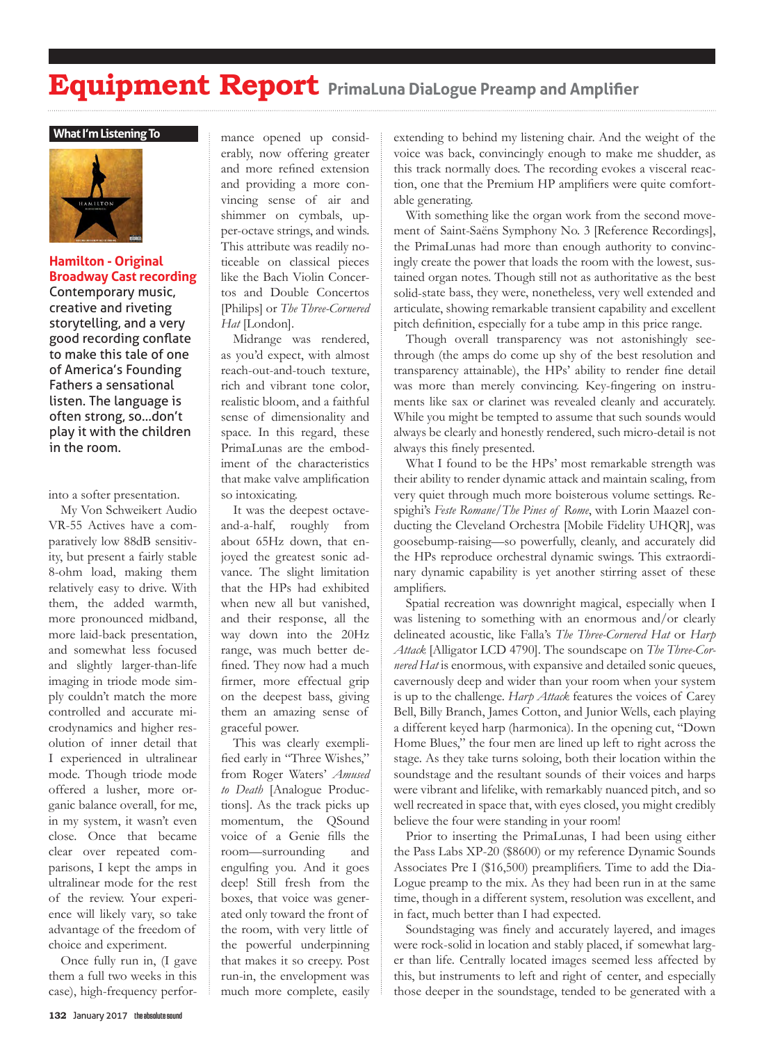# Equipment Report PrimaLuna DiaLogue Preamp and Amplifier

### What I'm Listening To

**Hamilton - Original Broadway Cast recording**

Contemporary music, creative and riveting storytelling, and a very good recording conflate to make this tale of one of America's Founding Fathers a sensational listen. The language is often strong, so...don't play it with the children in the room.

into a softer presentation.

My Von Schweikert Audio VR-55 Actives have a comparatively low 88dB sensitivity, but present a fairly stable 8-ohm load, making them relatively easy to drive. With them, the added warmth, more pronounced midband, more laid-back presentation, and somewhat less focused and slightly larger-than-life imaging in triode mode simply couldn't match the more controlled and accurate microdynamics and higher resolution of inner detail that I experienced in ultralinear mode. Though triode mode offered a lusher, more organic balance overall, for me, in my system, it wasn't even close. Once that became clear over repeated comparisons, I kept the amps in ultralinear mode for the rest of the review. Your experience will likely vary, so take advantage of the freedom of choice and experiment.

Once fully run in, (I gave them a full two weeks in this case), high-frequency performance opened up considerably, now offering greater and more refined extension and providing a more convincing sense of air and shimmer on cymbals, upper-octave strings, and winds. This attribute was readily noticeable on classical pieces like the Bach Violin Concertos and Double Concertos [Philips] or *The Three-Cornered Hat* [London].

Midrange was rendered, as you'd expect, with almost reach-out-and-touch texture, rich and vibrant tone color, realistic bloom, and a faithful sense of dimensionality and space. In this regard, these PrimaLunas are the embodiment of the characteristics that make valve amplification so intoxicating.

It was the deepest octave-and-a-half, roughly from about 65Hz down, that enjoyed the greatest sonic advance. The slight limitation that the HPs had exhibited when new all but vanished, and their response, all the way down into the 20Hz range, was much better defined. They now had a much firmer, more effectual grip on the deepest bass, giving them an amazing sense of graceful power.

This was clearly exemplified early in "Three Wishes," from Roger Waters' *Amused to Death* [Analogue Productions]. As the track picks up momentum, the QSound voice of a Genie fills the room—surrounding and engulfing you. And it goes deep! Still fresh from the boxes, that voice was generated only toward the front of the room, with very little of the powerful underpinning that makes it so creepy. Post run-in, the envelopment was much more complete, easily extending to behind my listening chair. And the weight of the voice was back, convincingly enough to make me shudder, as this track normally does. The recording evokes a visceral reaction, one that the Premium HP amplifiers were quite comfortable generating.

With something like the organ work from the second movement of Saint-Saëns Symphony No. 3 [Reference Recordings], the PrimaLunas had more than enough authority to convincingly create the power that loads the room with the lowest, sustained organ notes. Though still not as authoritative as the best solid-state bass, they were, nonetheless, very well extended and articulate, showing remarkable transient capability and excellent pitch definition, especially for a tube amp in this price range.

Though overall transparency was not astonishingly see-through (the amps do come up shy of the best resolution and transparency attainable), the HPs' ability to render fine detail was more than merely convincing. Key-fingering on instruments like sax or clarinet was revealed cleanly and accurately. While you might be tempted to assume that such sounds would always be clearly and honestly rendered, such micro-detail is not always this finely presented.

What I found to be the HPs' most remarkable strength was their ability to render dynamic attack and maintain scaling, from very quiet through much more boisterous volume settings. Respighi's *Feste Romane/The Pines of Rome*, with Lorin Maazel conducting the Cleveland Orchestra [Mobile Fidelity UHQR], was goosebump-raising—so powerfully, cleanly, and accurately did the HPs reproduce orchestral dynamic swings. This extraordinary dynamic capability is yet another stirring asset of these amplifiers.

Spatial recreation was downright magical, especially when I was listening to something with an enormous and/or clearly delineated acoustic, like Falla's *The Three-Cornered Hat* or *Harp Attack* [Alligator LCD 4790]. The soundscape on *The Three-Cornered Hat* is enormous, with expansive and detailed sonic queues, cavernously deep and wider than your room when your system is up to the challenge. *Harp Attack* features the voices of Carey Bell, Billy Branch, James Cotton, and Junior Wells, each playing a different keyed harp (harmonica). In the opening cut, "Down Home Blues," the four men are lined up left to right across the stage. As they take turns soloing, both their location within the soundstage and the resultant sounds of their voices and harps were vibrant and lifelike, with remarkably nuanced pitch, and so well recreated in space that, with eyes closed, you might credibly believe the four were standing in your room!

Prior to inserting the PrimaLunas, I had been using either the Pass Labs XP-20 ($8600) or my reference Dynamic Sounds Associates Pre I ($16,500) preamplifiers. Time to add the DiaLogue preamp to the mix. As they had been run in at the same time, though in a different system, resolution was excellent, and in fact, much better than I had expected.

Soundstaging was finely and accurately layered, and images were rock-solid in location and stably placed, if somewhat larger than life. Centrally located images seemed less affected by this, but instruments to left and right of center, and especially those deeper in the soundstage, tended to be generated with a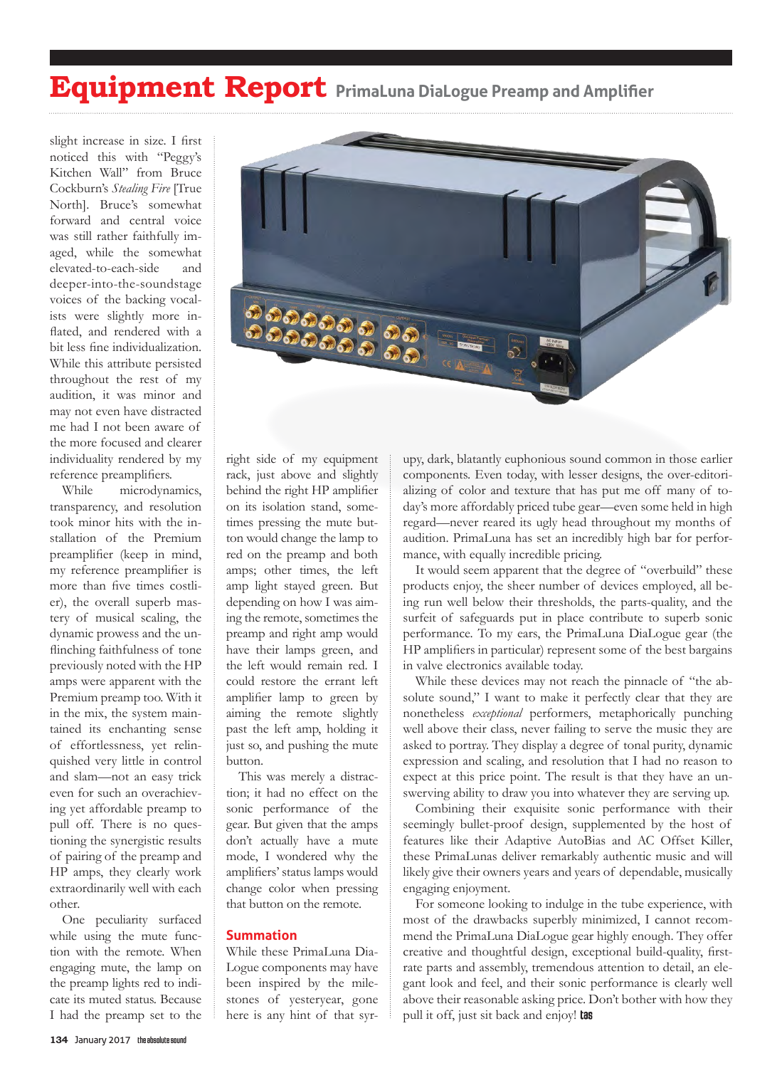slight increase in size. I first noticed this with "Peggy's Kitchen Wall" from Bruce Cockburn's *Stealing Fire* [True North]. Bruce's somewhat forward and central voice was still rather faithfully imaged, while the somewhat elevated-to-each-side and deeper-into-the-soundstage voices of the backing vocalists were slightly more inflated, and rendered with a bit less fine individualization. While this attribute persisted throughout the rest of my audition, it was minor and may not even have distracted me had I not been aware of the more focused and clearer individuality rendered by my reference preamplifiers.

While microdynamics, transparency, and resolution took minor hits with the installation of the Premium preamplifier (keep in mind, my reference preamplifier is more than five times costlier), the overall superb mastery of musical scaling, the dynamic prowess and the unflinching faithfulness of tone previously noted with the HP amps were apparent with the Premium preamp too. With it in the mix, the system maintained its enchanting sense of effortlessness, yet relinquished very little in control and slam—not an easy trick even for such an overachieving yet affordable preamp to pull off. There is no questioning the synergistic results of pairing of the preamp and HP amps, they clearly work extraordinarily well with each other.

One peculiarity surfaced while using the mute function with the remote. When engaging mute, the lamp on the preamp lights red to indicate its muted status. Because I had the preamp set to the right side of my equipment rack, just above and slightly behind the right HP amplifier on its isolation stand, sometimes pressing the mute button would change the lamp to red on the preamp and both amps; other times, the left amp light stayed green. But depending on how I was aiming the remote, sometimes the preamp and right amp would have their lamps green, and the left would remain red. I could restore the errant left amplifier lamp to green by aiming the remote slightly past the left amp, holding it just so, and pushing the mute button.

This was merely a distraction; it had no effect on the sonic performance of the gear. But given that the amps don't actually have a mute mode, I wondered why the amplifiers' status lamps would change color when pressing that button on the remote.

## Summation

While these PrimaLuna DiaLogue components may have been inspired by the milestones of yesteryear, gone here is any hint of that syrupy, dark, blatantly euphonious sound common in those earlier components. Even today, with lesser designs, the over-editorializing of color and texture that has put me off many of today's more affordably priced tube gear—even some held in high regard—never reared its ugly head throughout my months of audition. PrimaLuna has set an incredibly high bar for performance, with equally incredible pricing.

It would seem apparent that the degree of "overbuild" these products enjoy, the sheer number of devices employed, all being run well below their thresholds, the parts-quality, and the surfeit of safeguards put in place contribute to superb sonic performance. To my ears, the PrimaLuna DiaLogue gear (the HP amplifiers in particular) represent some of the best bargains in valve electronics available today.

While these devices may not reach the pinnacle of "the absolute sound," I want to make it perfectly clear that they are nonetheless *exceptional* performers, metaphorically punching well above their class, never failing to serve the music they are asked to portray. They display a degree of tonal purity, dynamic expression and scaling, and resolution that I had no reason to expect at this price point. The result is that they have an unswerving ability to draw you into whatever they are serving up.

Combining their exquisite sonic performance with their seemingly bullet-proof design, supplemented by the host of features like their Adaptive AutoBias and AC Offset Killer, these PrimaLunas deliver remarkably authentic music and will likely give their owners years and years of dependable, musically engaging enjoyment.

For someone looking to indulge in the tube experience, with most of the drawbacks superbly minimized, I cannot recommend the PrimaLuna DiaLogue gear highly enough. They offer creative and thoughtful design, exceptional build-quality, first-rate parts and assembly, tremendous attention to detail, an elegant look and feel, and their sonic performance is clearly well above their reasonable asking price. Don't bother with how they pull it off, just sit back and enjoy! **tas**